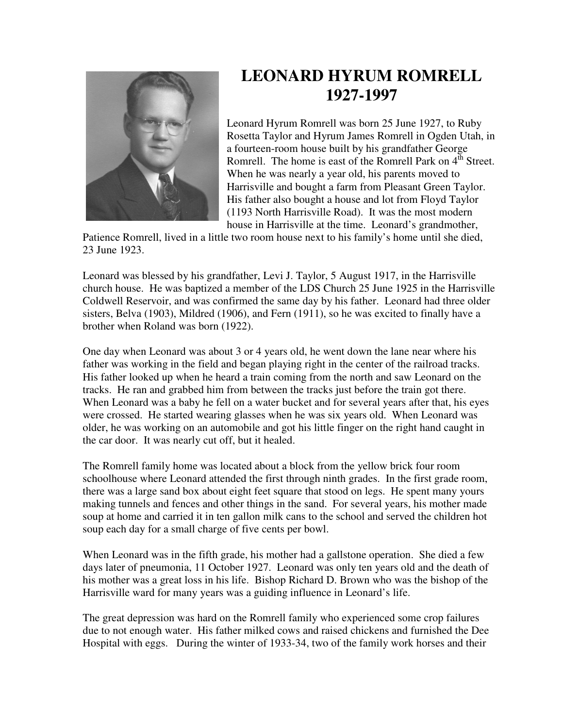# LEONARD HYRUM ROMRELL
# 1927-1997

Leonard Hyrum Romrell was born 25 June 1927, to Ruby Rosetta Taylor and Hyrum James Romrell in Ogden Utah, in a fourteen-room house built by his grandfather George Romrell. The home is east of the Romrell Park on 4th Street. When he was nearly a year old, his parents moved to Harrisville and bought a farm from Pleasant Green Taylor. His father also bought a house and lot from Floyd Taylor (1193 North Harrisville Road). It was the most modern house in Harrisville at the time. Leonard's grandmother, Patience Romrell, lived in a little two room house next to his family's home until she died, 23 June 1923.

Leonard was blessed by his grandfather, Levi J. Taylor, 5 August 1917, in the Harrisville church house. He was baptized a member of the LDS Church 25 June 1925 in the Harrisville Coldwell Reservoir, and was confirmed the same day by his father. Leonard had three older sisters, Belva (1903), Mildred (1906), and Fern (1911), so he was excited to finally have a brother when Roland was born (1922).

One day when Leonard was about 3 or 4 years old, he went down the lane near where his father was working in the field and began playing right in the center of the railroad tracks. His father looked up when he heard a train coming from the north and saw Leonard on the tracks. He ran and grabbed him from between the tracks just before the train got there. When Leonard was a baby he fell on a water bucket and for several years after that, his eyes were crossed. He started wearing glasses when he was six years old. When Leonard was older, he was working on an automobile and got his little finger on the right hand caught in the car door. It was nearly cut off, but it healed.

The Romrell family home was located about a block from the yellow brick four room schoolhouse where Leonard attended the first through ninth grades. In the first grade room, there was a large sand box about eight feet square that stood on legs. He spent many yours making tunnels and fences and other things in the sand. For several years, his mother made soup at home and carried it in ten gallon milk cans to the school and served the children hot soup each day for a small charge of five cents per bowl.

When Leonard was in the fifth grade, his mother had a gallstone operation. She died a few days later of pneumonia, 11 October 1927. Leonard was only ten years old and the death of his mother was a great loss in his life. Bishop Richard D. Brown who was the bishop of the Harrisville ward for many years was a guiding influence in Leonard's life.

The great depression was hard on the Romrell family who experienced some crop failures due to not enough water. His father milked cows and raised chickens and furnished the Dee Hospital with eggs. During the winter of 1933-34, two of the family work horses and their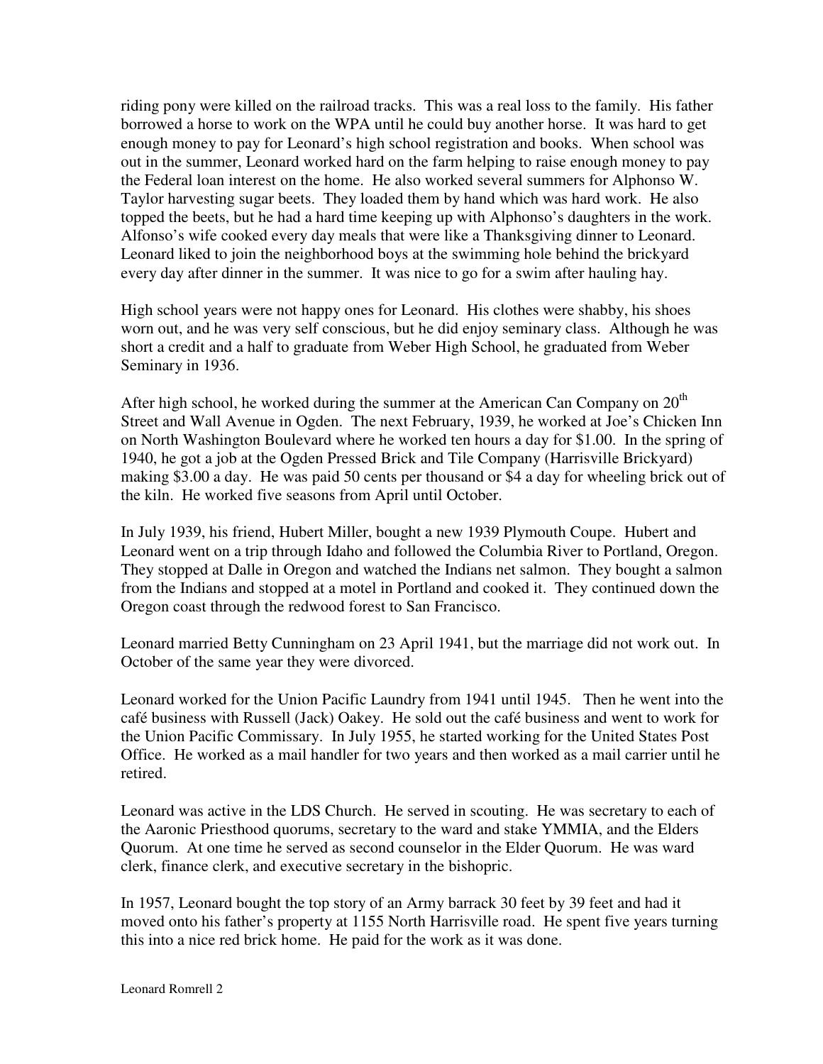riding pony were killed on the railroad tracks. This was a real loss to the family. His father borrowed a horse to work on the WPA until he could buy another horse. It was hard to get enough money to pay for Leonard's high school registration and books. When school was out in the summer, Leonard worked hard on the farm helping to raise enough money to pay the Federal loan interest on the home. He also worked several summers for Alphonso W. Taylor harvesting sugar beets. They loaded them by hand which was hard work. He also topped the beets, but he had a hard time keeping up with Alphonso's daughters in the work. Alfonso's wife cooked every day meals that were like a Thanksgiving dinner to Leonard. Leonard liked to join the neighborhood boys at the swimming hole behind the brickyard every day after dinner in the summer. It was nice to go for a swim after hauling hay.

High school years were not happy ones for Leonard. His clothes were shabby, his shoes worn out, and he was very self conscious, but he did enjoy seminary class. Although he was short a credit and a half to graduate from Weber High School, he graduated from Weber Seminary in 1936.

After high school, he worked during the summer at the American Can Company on 20th Street and Wall Avenue in Ogden. The next February, 1939, he worked at Joe's Chicken Inn on North Washington Boulevard where he worked ten hours a day for $1.00. In the spring of 1940, he got a job at the Ogden Pressed Brick and Tile Company (Harrisville Brickyard) making $3.00 a day. He was paid 50 cents per thousand or $4 a day for wheeling brick out of the kiln. He worked five seasons from April until October.

In July 1939, his friend, Hubert Miller, bought a new 1939 Plymouth Coupe. Hubert and Leonard went on a trip through Idaho and followed the Columbia River to Portland, Oregon. They stopped at Dalle in Oregon and watched the Indians net salmon. They bought a salmon from the Indians and stopped at a motel in Portland and cooked it. They continued down the Oregon coast through the redwood forest to San Francisco.

Leonard married Betty Cunningham on 23 April 1941, but the marriage did not work out. In October of the same year they were divorced.

Leonard worked for the Union Pacific Laundry from 1941 until 1945. Then he went into the café business with Russell (Jack) Oakey. He sold out the café business and went to work for the Union Pacific Commissary. In July 1955, he started working for the United States Post Office. He worked as a mail handler for two years and then worked as a mail carrier until he retired.

Leonard was active in the LDS Church. He served in scouting. He was secretary to each of the Aaronic Priesthood quorums, secretary to the ward and stake YMMIA, and the Elders Quorum. At one time he served as second counselor in the Elder Quorum. He was ward clerk, finance clerk, and executive secretary in the bishopric.

In 1957, Leonard bought the top story of an Army barrack 30 feet by 39 feet and had it moved onto his father's property at 1155 North Harrisville road. He spent five years turning this into a nice red brick home. He paid for the work as it was done.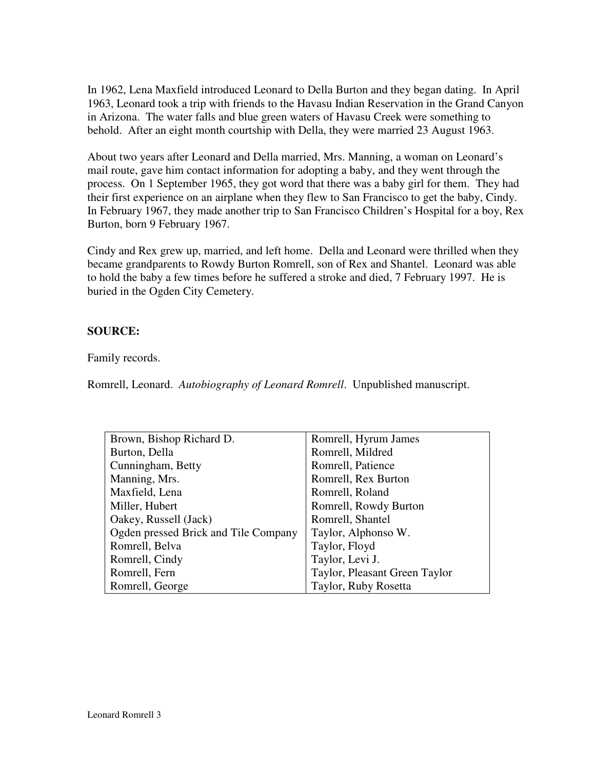In 1962, Lena Maxfield introduced Leonard to Della Burton and they began dating. In April 1963, Leonard took a trip with friends to the Havasu Indian Reservation in the Grand Canyon in Arizona. The water falls and blue green waters of Havasu Creek were something to behold. After an eight month courtship with Della, they were married 23 August 1963.

About two years after Leonard and Della married, Mrs. Manning, a woman on Leonard's mail route, gave him contact information for adopting a baby, and they went through the process. On 1 September 1965, they got word that there was a baby girl for them. They had their first experience on an airplane when they flew to San Francisco to get the baby, Cindy. In February 1967, they made another trip to San Francisco Children's Hospital for a boy, Rex Burton, born 9 February 1967.

Cindy and Rex grew up, married, and left home. Della and Leonard were thrilled when they became grandparents to Rowdy Burton Romrell, son of Rex and Shantel. Leonard was able to hold the baby a few times before he suffered a stroke and died, 7 February 1997. He is buried in the Ogden City Cemetery.

**SOURCE:**

Family records.

Romrell, Leonard. *Autobiography of Leonard Romrell*. Unpublished manuscript.

| | |
|---|---|
| Brown, Bishop Richard D. | Romrell, Hyrum James |
| Burton, Della | Romrell, Mildred |
| Cunningham, Betty | Romrell, Patience |
| Manning, Mrs. | Romrell, Rex Burton |
| Maxfield, Lena | Romrell, Roland |
| Miller, Hubert | Romrell, Rowdy Burton |
| Oakey, Russell (Jack) | Romrell, Shantel |
| Ogden pressed Brick and Tile Company | Taylor, Alphonso W. |
| Romrell, Belva | Taylor, Floyd |
| Romrell, Cindy | Taylor, Levi J. |
| Romrell, Fern | Taylor, Pleasant Green Taylor |
| Romrell, George | Taylor, Ruby Rosetta |